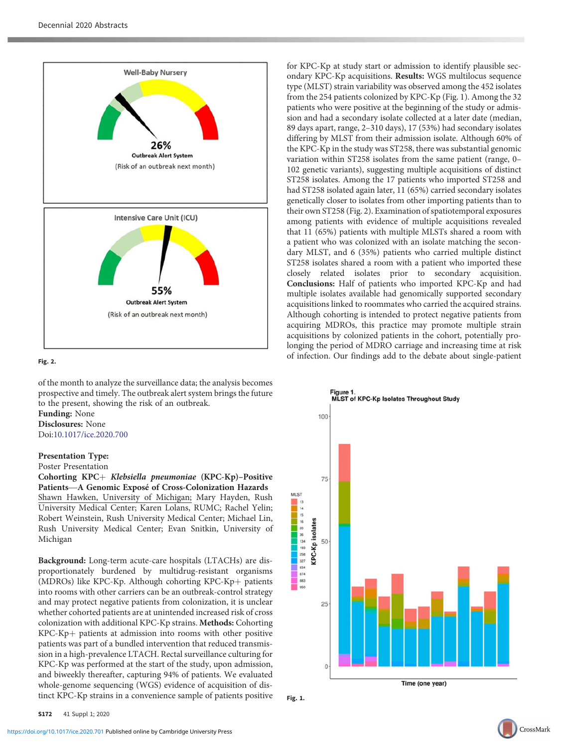Fig. 2.

of the month to analyze the surveillance data; the analysis becomes prospective and timely. The outbreak alert system brings the future to the present, showing the risk of an outbreak.

**Funding:** None

**Disclosures:** None

Doi:10.1017/ice.2020.700

**Presentation Type:**

Poster Presentation

**Cohorting KPC+ *Klebsiella pneumoniae* (KPC-Kp)–Positive Patients—A Genomic Exposé of Cross-Colonization Hazards**

Shawn Hawken, University of Michigan; Mary Hayden, Rush University Medical Center; Karen Lolans, RUMC; Rachel Yelin; Robert Weinstein, Rush University Medical Center; Michael Lin, Rush University Medical Center; Evan Snitkin, University of Michigan

**Background:** Long-term acute-care hospitals (LTACHs) are disproportionately burdened by multidrug-resistant organisms (MDROs) like KPC-Kp. Although cohorting KPC-Kp+ patients into rooms with other carriers can be an outbreak-control strategy and may protect negative patients from colonization, it is unclear whether cohorted patients are at unintended increased risk of cross colonization with additional KPC-Kp strains. **Methods:** Cohorting KPC-Kp+ patients at admission into rooms with other positive patients was part of a bundled intervention that reduced transmission in a high-prevalence LTACH. Rectal surveillance culturing for KPC-Kp was performed at the start of the study, upon admission, and biweekly thereafter, capturing 94% of patients. We evaluated whole-genome sequencing (WGS) evidence of acquisition of distinct KPC-Kp strains in a convenience sample of patients positive for KPC-Kp at study start or admission to identify plausible secondary KPC-Kp acquisitions. **Results:** WGS multilocus sequence type (MLST) strain variability was observed among the 452 isolates from the 254 patients colonized by KPC-Kp (Fig. 1). Among the 32 patients who were positive at the beginning of the study or admission and had a secondary isolate collected at a later date (median, 89 days apart, range, 2–310 days), 17 (53%) had secondary isolates differing by MLST from their admission isolate. Although 60% of the KPC-Kp in the study was ST258, there was substantial genomic variation within ST258 isolates from the same patient (range, 0–102 genetic variants), suggesting multiple acquisitions of distinct ST258 isolates. Among the 17 patients who imported ST258 and had ST258 isolated again later, 11 (65%) carried secondary isolates genetically closer to isolates from other importing patients than to their own ST258 (Fig. 2). Examination of spatiotemporal exposures among patients with evidence of multiple acquisitions revealed that 11 (65%) patients with multiple MLSTs shared a room with a patient who was colonized with an isolate matching the secondary MLST, and 6 (35%) patients who carried multiple distinct ST258 isolates shared a room with a patient who imported these closely related isolates prior to secondary acquisition. **Conclusions:** Half of patients who imported KPC-Kp and had multiple isolates available had genomically supported secondary acquisitions linked to roommates who carried the acquired strains. Although cohorting is intended to protect negative patients from acquiring MDROs, this practice may promote multiple strain acquisitions by colonized patients in the cohort, potentially prolonging the period of MDRO carriage and increasing time at risk of infection. Our findings add to the debate about single-patient

Fig. 1.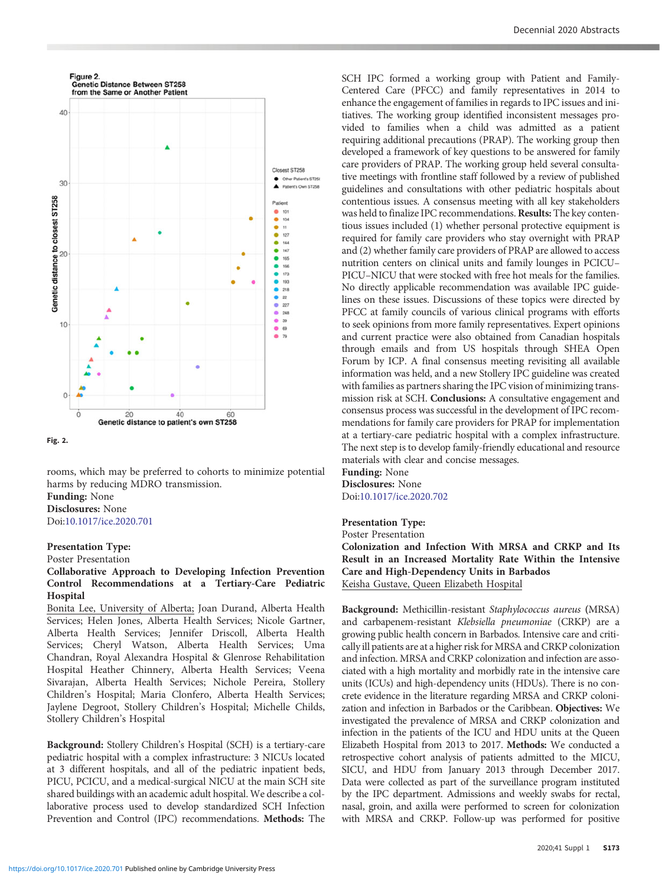Figure 2.
Genetic Distance Between ST258 from the Same or Another Patient

Genetic distance to closest ST258

Genetic distance to patient's own ST258

0
10
20
30
40

0
20
40
60

Closest ST258
Other Patient's ST258
Patient's Own ST258

Patient
101
104
11
127
144
147
165
166
173
193
218
22
227
248
39
69
79

**Fig. 2.**

rooms, which may be preferred to cohorts to minimize potential harms by reducing MDRO transmission.

**Funding:** None

**Disclosures:** None

Doi:10.1017/ice.2020.701

**Presentation Type:**

Poster Presentation

**Collaborative Approach to Developing Infection Prevention Control Recommendations at a Tertiary-Care Pediatric Hospital**

Bonita Lee, University of Alberta; Joan Durand, Alberta Health Services; Helen Jones, Alberta Health Services; Nicole Gartner, Alberta Health Services; Jennifer Driscoll, Alberta Health Services; Cheryl Watson, Alberta Health Services; Uma Chandran, Royal Alexandra Hospital & Glenrose Rehabilitation Hospital Heather Chinnery, Alberta Health Services; Veena Sivarajan, Alberta Health Services; Nichole Pereira, Stollery Children's Hospital; Maria Clonfero, Alberta Health Services; Jaylene Degroot, Stollery Children's Hospital; Michelle Childs, Stollery Children's Hospital

**Background:** Stollery Children's Hospital (SCH) is a tertiary-care pediatric hospital with a complex infrastructure: 3 NICUs located at 3 different hospitals, and all of the pediatric inpatient beds, PICU, PCICU, and a medical-surgical NICU at the main SCH site shared buildings with an academic adult hospital. We describe a collaborative process used to develop standardized SCH Infection Prevention and Control (IPC) recommendations. **Methods:** The SCH IPC formed a working group with Patient and Family-Centered Care (PFCC) and family representatives in 2014 to enhance the engagement of families in regards to IPC issues and initiatives. The working group identified inconsistent messages provided to families when a child was admitted as a patient requiring additional precautions (PRAP). The working group then developed a framework of key questions to be answered for family care providers of PRAP. The working group held several consultative meetings with frontline staff followed by a review of published guidelines and consultations with other pediatric hospitals about contentious issues. A consensus meeting with all key stakeholders was held to finalize IPC recommendations. **Results:** The key contentious issues included (1) whether personal protective equipment is required for family care providers who stay overnight with PRAP and (2) whether family care providers of PRAP are allowed to access nutrition centers on clinical units and family lounges in PCICU–PICU–NICU that were stocked with free hot meals for the families. No directly applicable recommendation was available IPC guidelines on these issues. Discussions of these topics were directed by PFCC at family councils of various clinical programs with efforts to seek opinions from more family representatives. Expert opinions and current practice were also obtained from Canadian hospitals through emails and from US hospitals through SHEA Open Forum by ICP. A final consensus meeting revisiting all available information was held, and a new Stollery IPC guideline was created with families as partners sharing the IPC vision of minimizing transmission risk at SCH. **Conclusions:** A consultative engagement and consensus process was successful in the development of IPC recommendations for family care providers for PRAP for implementation at a tertiary-care pediatric hospital with a complex infrastructure. The next step is to develop family-friendly educational and resource materials with clear and concise messages.

**Funding:** None

**Disclosures:** None

Doi:10.1017/ice.2020.702

**Presentation Type:**

Poster Presentation

**Colonization and Infection With MRSA and CRKP and Its Result in an Increased Mortality Rate Within the Intensive Care and High-Dependency Units in Barbados**

Keisha Gustave, Queen Elizabeth Hospital

**Background:** Methicillin-resistant *Staphylococcus aureus* (MRSA) and carbapenem-resistant *Klebsiella pneumoniae* (CRKP) are a growing public health concern in Barbados. Intensive care and critically ill patients are at a higher risk for MRSA and CRKP colonization and infection. MRSA and CRKP colonization and infection are associated with a high mortality and morbidly rate in the intensive care units (ICUs) and high-dependency units (HDUs). There is no concrete evidence in the literature regarding MRSA and CRKP colonization and infection in Barbados or the Caribbean. **Objectives:** We investigated the prevalence of MRSA and CRKP colonization and infection in the patients of the ICU and HDU units at the Queen Elizabeth Hospital from 2013 to 2017. **Methods:** We conducted a retrospective cohort analysis of patients admitted to the MICU, SICU, and HDU from January 2013 through December 2017. Data were collected as part of the surveillance program instituted by the IPC department. Admissions and weekly swabs for rectal, nasal, groin, and axilla were performed to screen for colonization with MRSA and CRKP. Follow-up was performed for positive